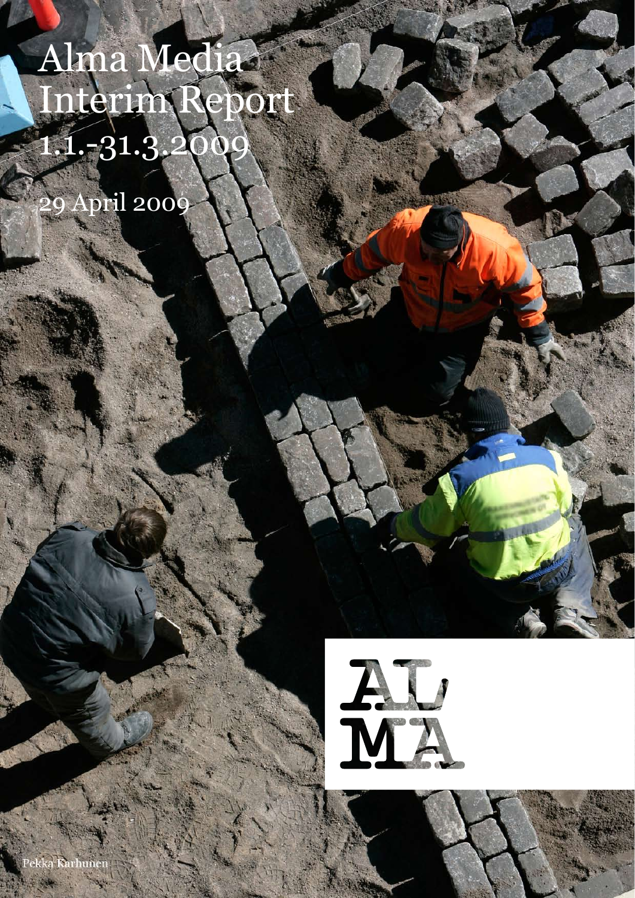# Alma Media Interim Report 1.1.-31.3.2009

29 April 2009

Pekka Karhunen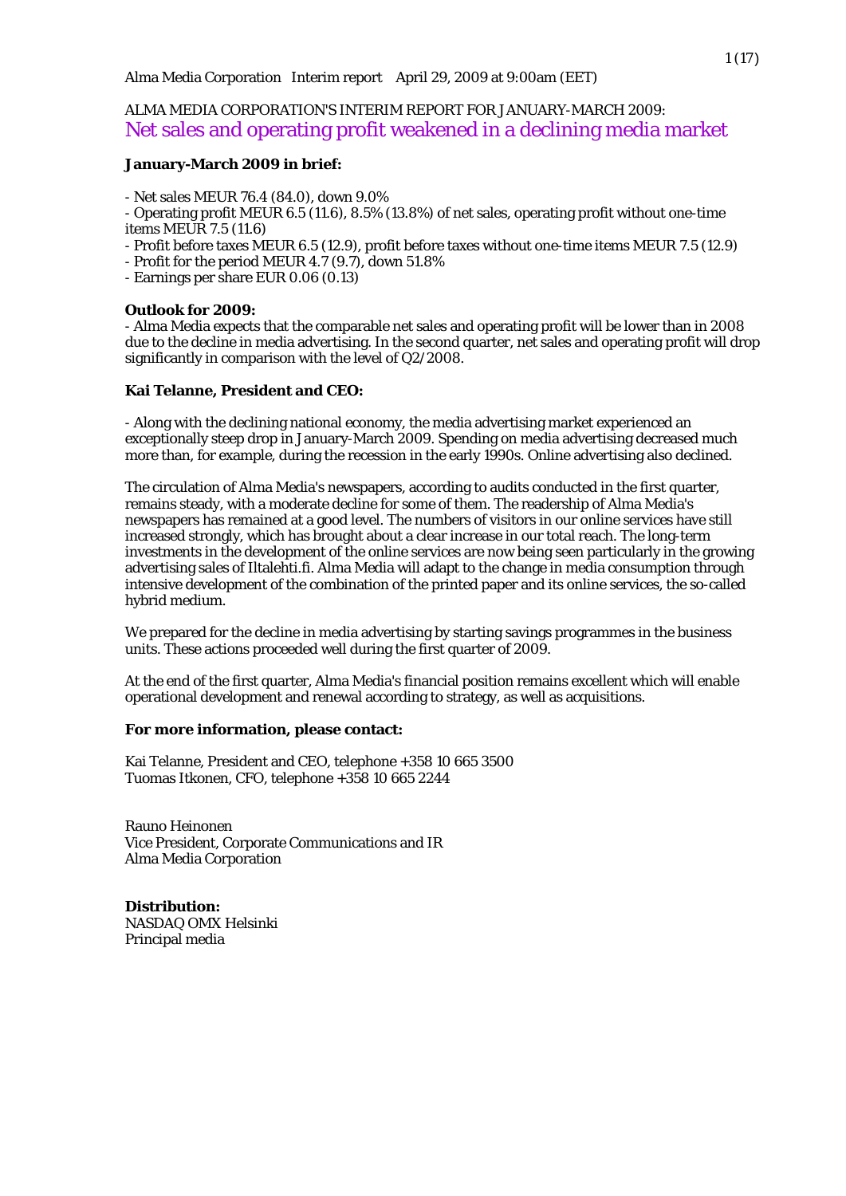Alma Media Corporation Interim report April 29, 2009 at 9:00am (EET)

ALMA MEDIA CORPORATION'S INTERIM REPORT FOR JANUARY-MARCH 2009:

# Net sales and operating profit weakened in a declining media market

**January-March 2009 in brief:**

- Net sales MEUR 76.4 (84.0), down 9.0%
- Operating profit MEUR 6.5 (11.6), 8.5% (13.8%) of net sales, operating profit without one-time items MEUR 7.5 (11.6)
- Profit before taxes MEUR 6.5 (12.9), profit before taxes without one-time items MEUR 7.5 (12.9)
- Profit for the period MEUR 4.7 (9.7), down 51.8%
- Earnings per share EUR 0.06 (0.13)

**Outlook for 2009:**

- Alma Media expects that the comparable net sales and operating profit will be lower than in 2008 due to the decline in media advertising. In the second quarter, net sales and operating profit will drop significantly in comparison with the level of Q2/2008.

**Kai Telanne, President and CEO:**

- Along with the declining national economy, the media advertising market experienced an exceptionally steep drop in January-March 2009. Spending on media advertising decreased much more than, for example, during the recession in the early 1990s. Online advertising also declined.

The circulation of Alma Media's newspapers, according to audits conducted in the first quarter, remains steady, with a moderate decline for some of them. The readership of Alma Media's newspapers has remained at a good level. The numbers of visitors in our online services have still increased strongly, which has brought about a clear increase in our total reach. The long-term investments in the development of the online services are now being seen particularly in the growing advertising sales of Iltalehti.fi. Alma Media will adapt to the change in media consumption through intensive development of the combination of the printed paper and its online services, the so-called hybrid medium.

We prepared for the decline in media advertising by starting savings programmes in the business units. These actions proceeded well during the first quarter of 2009.

At the end of the first quarter, Alma Media's financial position remains excellent which will enable operational development and renewal according to strategy, as well as acquisitions.

**For more information, please contact:**

Kai Telanne, President and CEO, telephone +358 10 665 3500
Tuomas Itkonen, CFO, telephone +358 10 665 2244

Rauno Heinonen
Vice President, Corporate Communications and IR
Alma Media Corporation

**Distribution:**
NASDAQ OMX Helsinki
Principal media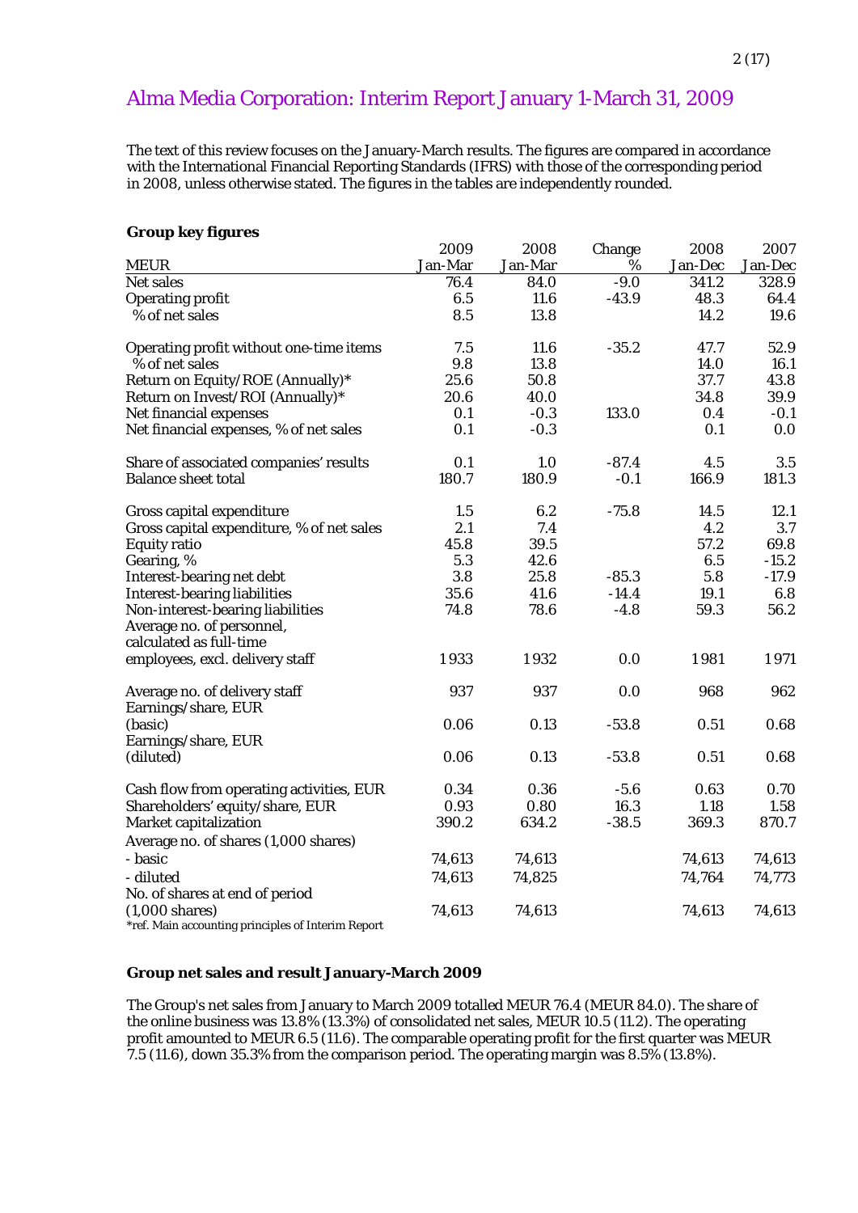# Alma Media Corporation: Interim Report January 1-March 31, 2009

The text of this review focuses on the January-March results. The figures are compared in accordance with the International Financial Reporting Standards (IFRS) with those of the corresponding period in 2008, unless otherwise stated. The figures in the tables are independently rounded.

**Group key figures**

| MEUR | 2009 Jan-Mar | 2008 Jan-Mar | Change % | 2008 Jan-Dec | 2007 Jan-Dec |
|---|---|---|---|---|---|
| Net sales | 76.4 | 84.0 | -9.0 | 341.2 | 328.9 |
| Operating profit | 6.5 | 11.6 | -43.9 | 48.3 | 64.4 |
| % of net sales | 8.5 | 13.8 | | 14.2 | 19.6 |
| | | | | | |
| Operating profit without one-time items | 7.5 | 11.6 | -35.2 | 47.7 | 52.9 |
| % of net sales | 9.8 | 13.8 | | 14.0 | 16.1 |
| Return on Equity/ROE (Annually)* | 25.6 | 50.8 | | 37.7 | 43.8 |
| Return on Invest/ROI (Annually)* | 20.6 | 40.0 | | 34.8 | 39.9 |
| Net financial expenses | 0.1 | -0.3 | 133.0 | 0.4 | -0.1 |
| Net financial expenses, % of net sales | 0.1 | -0.3 | | 0.1 | 0.0 |
| | | | | | |
| Share of associated companies' results | 0.1 | 1.0 | -87.4 | 4.5 | 3.5 |
| Balance sheet total | 180.7 | 180.9 | -0.1 | 166.9 | 181.3 |
| | | | | | |
| Gross capital expenditure | 1.5 | 6.2 | -75.8 | 14.5 | 12.1 |
| Gross capital expenditure, % of net sales | 2.1 | 7.4 | | 4.2 | 3.7 |
| Equity ratio | 45.8 | 39.5 | | 57.2 | 69.8 |
| Gearing, % | 5.3 | 42.6 | | 6.5 | -15.2 |
| Interest-bearing net debt | 3.8 | 25.8 | -85.3 | 5.8 | -17.9 |
| Interest-bearing liabilities | 35.6 | 41.6 | -14.4 | 19.1 | 6.8 |
| Non-interest-bearing liabilities | 74.8 | 78.6 | -4.8 | 59.3 | 56.2 |
| Average no. of personnel, calculated as full-time employees, excl. delivery staff | 1933 | 1932 | 0.0 | 1981 | 1971 |
| | | | | | |
| Average no. of delivery staff | 937 | 937 | 0.0 | 968 | 962 |
| Earnings/share, EUR (basic) | 0.06 | 0.13 | -53.8 | 0.51 | 0.68 |
| Earnings/share, EUR (diluted) | 0.06 | 0.13 | -53.8 | 0.51 | 0.68 |
| | | | | | |
| Cash flow from operating activities, EUR | 0.34 | 0.36 | -5.6 | 0.63 | 0.70 |
| Shareholders' equity/share, EUR | 0.93 | 0.80 | 16.3 | 1.18 | 1.58 |
| Market capitalization | 390.2 | 634.2 | -38.5 | 369.3 | 870.7 |
| Average no. of shares (1,000 shares) | | | | | |
| - basic | 74,613 | 74,613 | | 74,613 | 74,613 |
| - diluted | 74,613 | 74,825 | | 74,764 | 74,773 |
| No. of shares at end of period (1,000 shares) | 74,613 | 74,613 | | 74,613 | 74,613 |

*ref. Main accounting principles of Interim Report

**Group net sales and result January-March 2009**

The Group's net sales from January to March 2009 totalled MEUR 76.4 (MEUR 84.0). The share of the online business was 13.8% (13.3%) of consolidated net sales, MEUR 10.5 (11.2). The operating profit amounted to MEUR 6.5 (11.6). The comparable operating profit for the first quarter was MEUR 7.5 (11.6), down 35.3% from the comparison period. The operating margin was 8.5% (13.8%).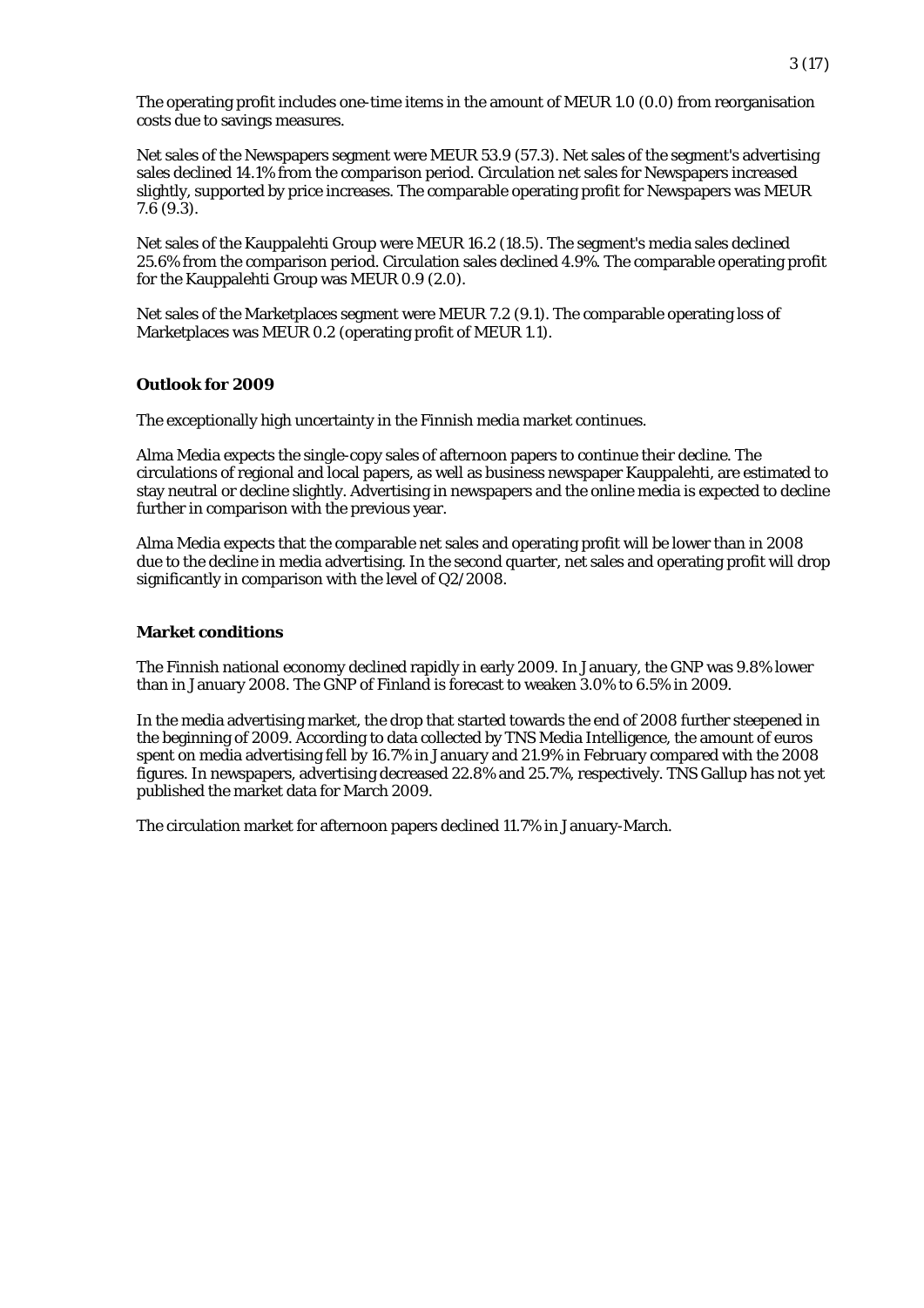The operating profit includes one-time items in the amount of MEUR 1.0 (0.0) from reorganisation costs due to savings measures.

Net sales of the Newspapers segment were MEUR 53.9 (57.3). Net sales of the segment's advertising sales declined 14.1% from the comparison period. Circulation net sales for Newspapers increased slightly, supported by price increases. The comparable operating profit for Newspapers was MEUR 7.6 (9.3).

Net sales of the Kauppalehti Group were MEUR 16.2 (18.5). The segment's media sales declined 25.6% from the comparison period. Circulation sales declined 4.9%. The comparable operating profit for the Kauppalehti Group was MEUR 0.9 (2.0).

Net sales of the Marketplaces segment were MEUR 7.2 (9.1). The comparable operating loss of Marketplaces was MEUR 0.2 (operating profit of MEUR 1.1).

## Outlook for 2009

The exceptionally high uncertainty in the Finnish media market continues.

Alma Media expects the single-copy sales of afternoon papers to continue their decline. The circulations of regional and local papers, as well as business newspaper Kauppalehti, are estimated to stay neutral or decline slightly. Advertising in newspapers and the online media is expected to decline further in comparison with the previous year.

Alma Media expects that the comparable net sales and operating profit will be lower than in 2008 due to the decline in media advertising. In the second quarter, net sales and operating profit will drop significantly in comparison with the level of Q2/2008.

## Market conditions

The Finnish national economy declined rapidly in early 2009. In January, the GNP was 9.8% lower than in January 2008. The GNP of Finland is forecast to weaken 3.0% to 6.5% in 2009.

In the media advertising market, the drop that started towards the end of 2008 further steepened in the beginning of 2009. According to data collected by TNS Media Intelligence, the amount of euros spent on media advertising fell by 16.7% in January and 21.9% in February compared with the 2008 figures. In newspapers, advertising decreased 22.8% and 25.7%, respectively. TNS Gallup has not yet published the market data for March 2009.

The circulation market for afternoon papers declined 11.7% in January-March.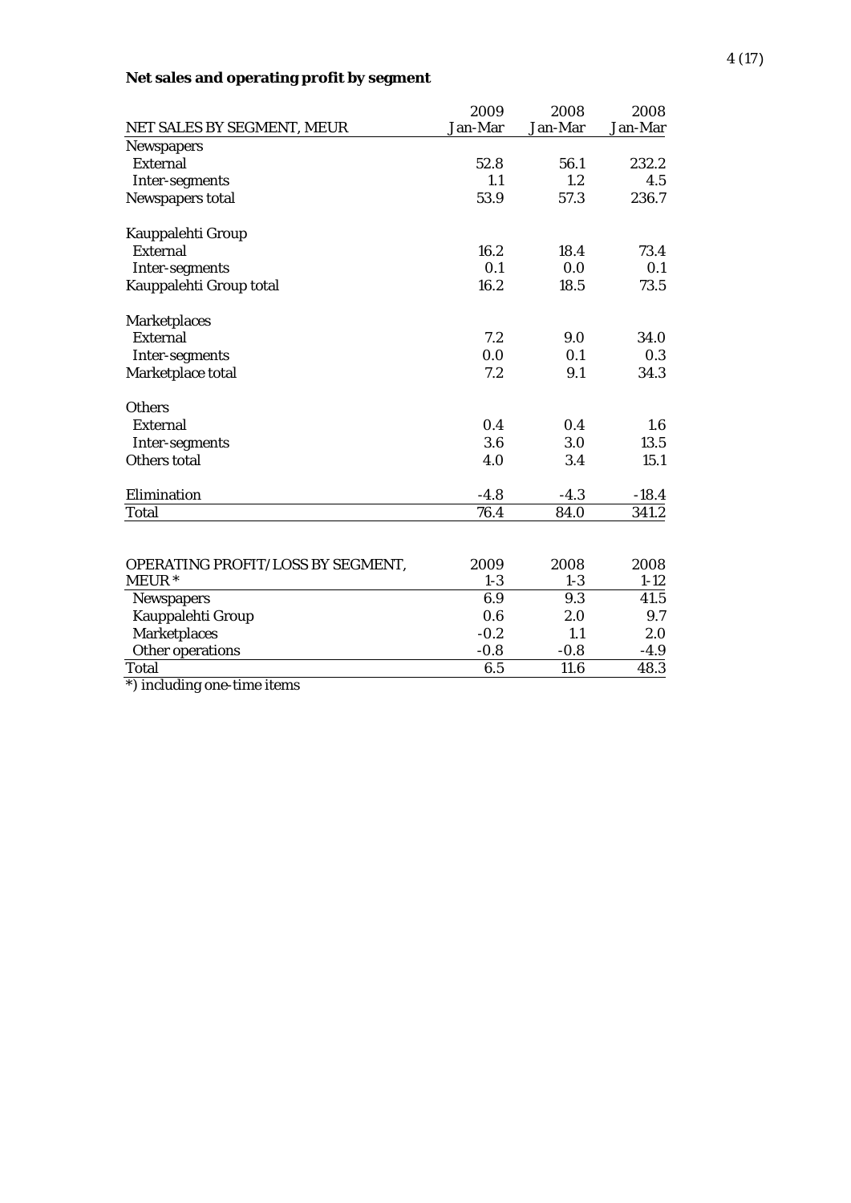**Net sales and operating profit by segment**

| NET SALES BY SEGMENT, MEUR | 2009 Jan-Mar | 2008 Jan-Mar | 2008 Jan-Mar |
|---|---|---|---|
| Newspapers | | | |
| External | 52.8 | 56.1 | 232.2 |
| Inter-segments | 1.1 | 1.2 | 4.5 |
| Newspapers total | 53.9 | 57.3 | 236.7 |
| | | | |
| Kauppalehti Group | | | |
| External | 16.2 | 18.4 | 73.4 |
| Inter-segments | 0.1 | 0.0 | 0.1 |
| Kauppalehti Group total | 16.2 | 18.5 | 73.5 |
| | | | |
| Marketplaces | | | |
| External | 7.2 | 9.0 | 34.0 |
| Inter-segments | 0.0 | 0.1 | 0.3 |
| Marketplace total | 7.2 | 9.1 | 34.3 |
| | | | |
| Others | | | |
| External | 0.4 | 0.4 | 1.6 |
| Inter-segments | 3.6 | 3.0 | 13.5 |
| Others total | 4.0 | 3.4 | 15.1 |
| | | | |
| Elimination | -4.8 | -4.3 | -18.4 |
| Total | 76.4 | 84.0 | 341.2 |

| OPERATING PROFIT/LOSS BY SEGMENT, MEUR * | 2009 1-3 | 2008 1-3 | 2008 1-12 |
|---|---|---|---|
| Newspapers | 6.9 | 9.3 | 41.5 |
| Kauppalehti Group | 0.6 | 2.0 | 9.7 |
| Marketplaces | -0.2 | 1.1 | 2.0 |
| Other operations | -0.8 | -0.8 | -4.9 |
| Total | 6.5 | 11.6 | 48.3 |

*) including one-time items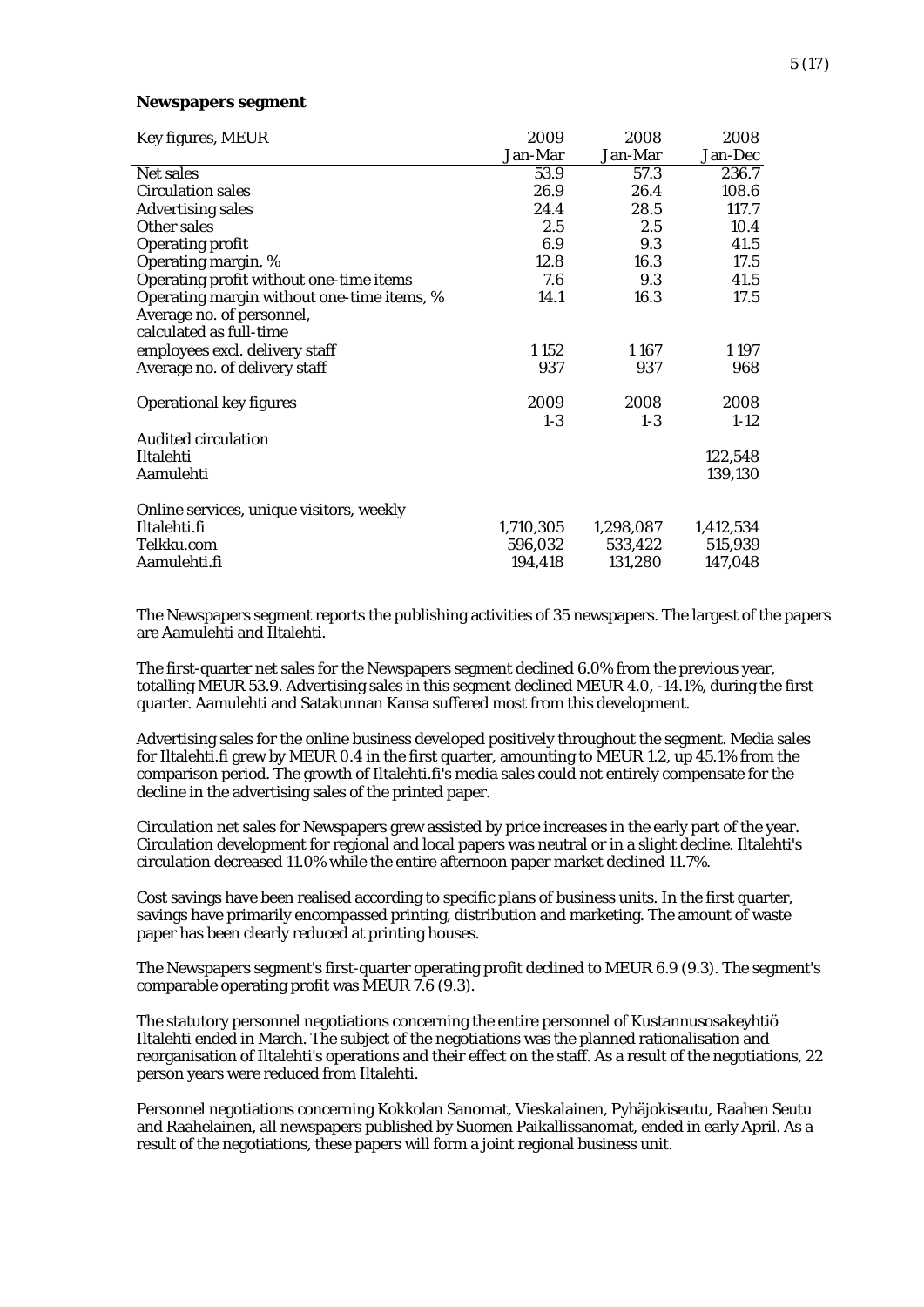**Newspapers segment**

| Key figures, MEUR | 2009 Jan-Mar | 2008 Jan-Mar | 2008 Jan-Dec |
|---|---|---|---|
| Net sales | 53.9 | 57.3 | 236.7 |
| Circulation sales | 26.9 | 26.4 | 108.6 |
| Advertising sales | 24.4 | 28.5 | 117.7 |
| Other sales | 2.5 | 2.5 | 10.4 |
| Operating profit | 6.9 | 9.3 | 41.5 |
| Operating margin, % | 12.8 | 16.3 | 17.5 |
| Operating profit without one-time items | 7.6 | 9.3 | 41.5 |
| Operating margin without one-time items, % | 14.1 | 16.3 | 17.5 |
| Average no. of personnel, calculated as full-time employees excl. delivery staff | 1 152 | 1 167 | 1 197 |
| Average no. of delivery staff | 937 | 937 | 968 |

| Operational key figures | 2009 1-3 | 2008 1-3 | 2008 1-12 |
|---|---|---|---|
| Audited circulation | | | |
| Iltalehti | | | 122,548 |
| Aamulehti | | | 139,130 |
| | | | |
| Online services, unique visitors, weekly | | | |
| Iltalehti.fi | 1,710,305 | 1,298,087 | 1,412,534 |
| Telkku.com | 596,032 | 533,422 | 515,939 |
| Aamulehti.fi | 194,418 | 131,280 | 147,048 |

The Newspapers segment reports the publishing activities of 35 newspapers. The largest of the papers are Aamulehti and Iltalehti.

The first-quarter net sales for the Newspapers segment declined 6.0% from the previous year, totalling MEUR 53.9. Advertising sales in this segment declined MEUR 4.0, -14.1%, during the first quarter. Aamulehti and Satakunnan Kansa suffered most from this development.

Advertising sales for the online business developed positively throughout the segment. Media sales for Iltalehti.fi grew by MEUR 0.4 in the first quarter, amounting to MEUR 1.2, up 45.1% from the comparison period. The growth of Iltalehti.fi's media sales could not entirely compensate for the decline in the advertising sales of the printed paper.

Circulation net sales for Newspapers grew assisted by price increases in the early part of the year. Circulation development for regional and local papers was neutral or in a slight decline. Iltalehti's circulation decreased 11.0% while the entire afternoon paper market declined 11.7%.

Cost savings have been realised according to specific plans of business units. In the first quarter, savings have primarily encompassed printing, distribution and marketing. The amount of waste paper has been clearly reduced at printing houses.

The Newspapers segment's first-quarter operating profit declined to MEUR 6.9 (9.3). The segment's comparable operating profit was MEUR 7.6 (9.3).

The statutory personnel negotiations concerning the entire personnel of Kustannusosakeyhtiö Iltalehti ended in March. The subject of the negotiations was the planned rationalisation and reorganisation of Iltalehti's operations and their effect on the staff. As a result of the negotiations, 22 person years were reduced from Iltalehti.

Personnel negotiations concerning Kokkolan Sanomat, Vieskalainen, Pyhäjokiseutu, Raahen Seutu and Raahelainen, all newspapers published by Suomen Paikallissanomat, ended in early April. As a result of the negotiations, these papers will form a joint regional business unit.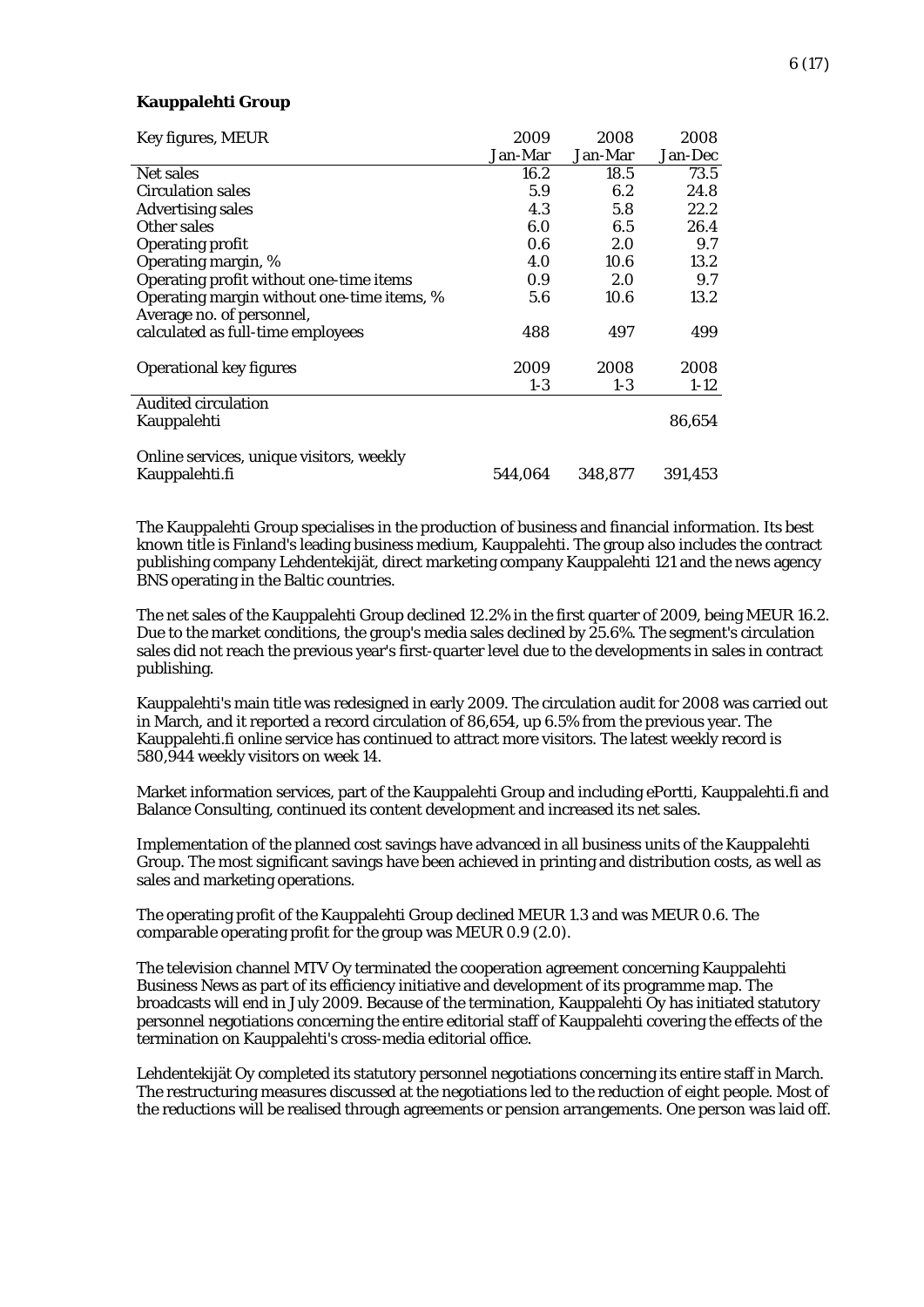**Kauppalehti Group**

| Key figures, MEUR | 2009 Jan-Mar | 2008 Jan-Mar | 2008 Jan-Dec |
|---|---|---|---|
| Net sales | 16.2 | 18.5 | 73.5 |
| Circulation sales | 5.9 | 6.2 | 24.8 |
| Advertising sales | 4.3 | 5.8 | 22.2 |
| Other sales | 6.0 | 6.5 | 26.4 |
| Operating profit | 0.6 | 2.0 | 9.7 |
| Operating margin, % | 4.0 | 10.6 | 13.2 |
| Operating profit without one-time items | 0.9 | 2.0 | 9.7 |
| Operating margin without one-time items, % | 5.6 | 10.6 | 13.2 |
| Average no. of personnel, calculated as full-time employees | 488 | 497 | 499 |

| Operational key figures | 2009 1-3 | 2008 1-3 | 2008 1-12 |
|---|---|---|---|
| Audited circulation | | | |
| Kauppalehti | | | 86,654 |
| Online services, unique visitors, weekly | | | |
| Kauppalehti.fi | 544,064 | 348,877 | 391,453 |

The Kauppalehti Group specialises in the production of business and financial information. Its best known title is Finland's leading business medium, Kauppalehti. The group also includes the contract publishing company Lehdentekijät, direct marketing company Kauppalehti 121 and the news agency BNS operating in the Baltic countries.

The net sales of the Kauppalehti Group declined 12.2% in the first quarter of 2009, being MEUR 16.2. Due to the market conditions, the group's media sales declined by 25.6%. The segment's circulation sales did not reach the previous year's first-quarter level due to the developments in sales in contract publishing.

Kauppalehti's main title was redesigned in early 2009. The circulation audit for 2008 was carried out in March, and it reported a record circulation of 86,654, up 6.5% from the previous year. The Kauppalehti.fi online service has continued to attract more visitors. The latest weekly record is 580,944 weekly visitors on week 14.

Market information services, part of the Kauppalehti Group and including ePortti, Kauppalehti.fi and Balance Consulting, continued its content development and increased its net sales.

Implementation of the planned cost savings have advanced in all business units of the Kauppalehti Group. The most significant savings have been achieved in printing and distribution costs, as well as sales and marketing operations.

The operating profit of the Kauppalehti Group declined MEUR 1.3 and was MEUR 0.6. The comparable operating profit for the group was MEUR 0.9 (2.0).

The television channel MTV Oy terminated the cooperation agreement concerning Kauppalehti Business News as part of its efficiency initiative and development of its programme map. The broadcasts will end in July 2009. Because of the termination, Kauppalehti Oy has initiated statutory personnel negotiations concerning the entire editorial staff of Kauppalehti covering the effects of the termination on Kauppalehti's cross-media editorial office.

Lehdentekijät Oy completed its statutory personnel negotiations concerning its entire staff in March. The restructuring measures discussed at the negotiations led to the reduction of eight people. Most of the reductions will be realised through agreements or pension arrangements. One person was laid off.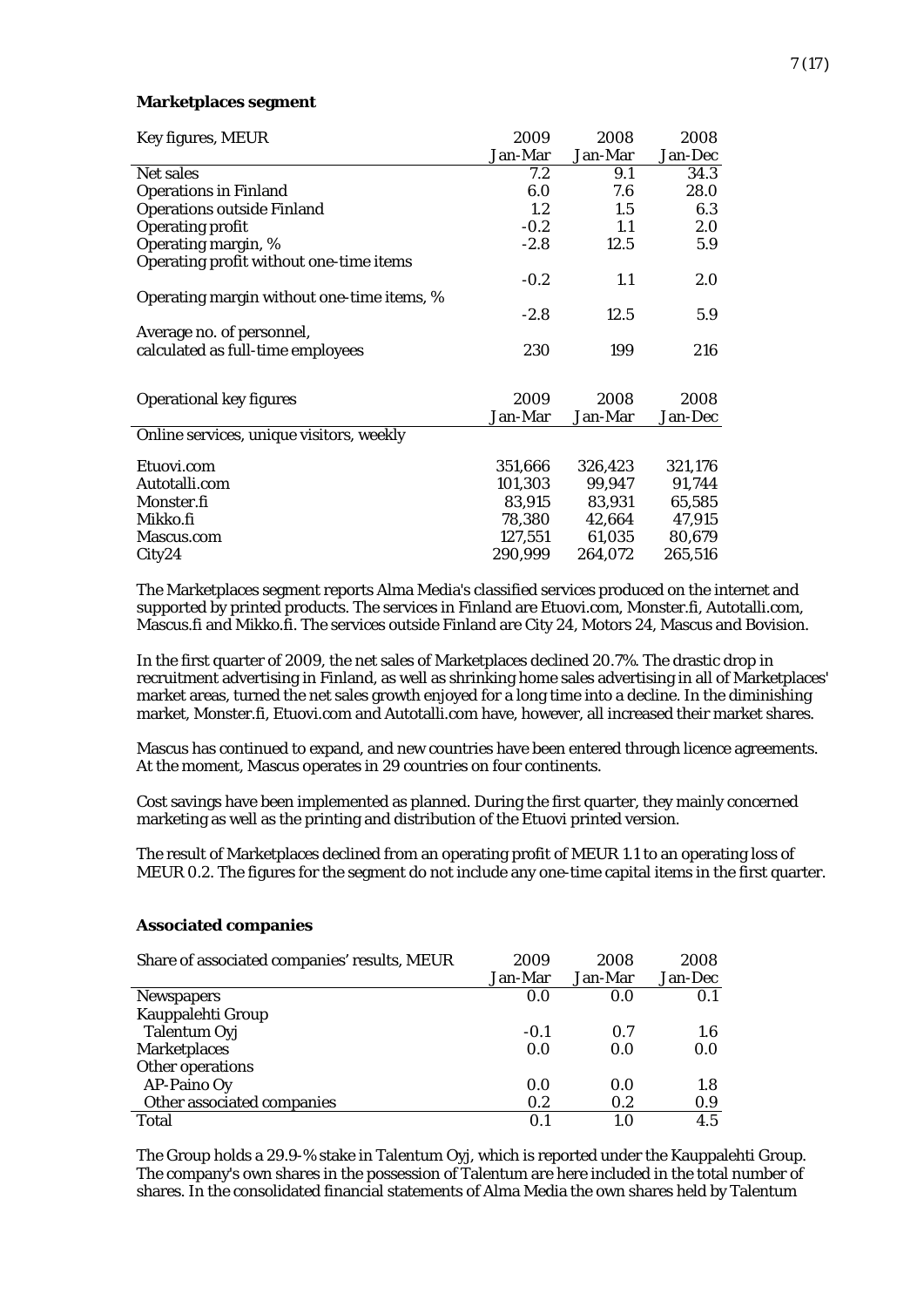**Marketplaces segment**

| Key figures, MEUR | 2009 Jan-Mar | 2008 Jan-Mar | 2008 Jan-Dec |
|---|---|---|---|
| Net sales | 7.2 | 9.1 | 34.3 |
| Operations in Finland | 6.0 | 7.6 | 28.0 |
| Operations outside Finland | 1.2 | 1.5 | 6.3 |
| Operating profit | -0.2 | 1.1 | 2.0 |
| Operating margin, % | -2.8 | 12.5 | 5.9 |
| Operating profit without one-time items | -0.2 | 1.1 | 2.0 |
| Operating margin without one-time items, % | -2.8 | 12.5 | 5.9 |
| Average no. of personnel, calculated as full-time employees | 230 | 199 | 216 |

| Operational key figures | 2009 Jan-Mar | 2008 Jan-Mar | 2008 Jan-Dec |
|---|---|---|---|
| Online services, unique visitors, weekly | | | |
| Etuovi.com | 351,666 | 326,423 | 321,176 |
| Autotalli.com | 101,303 | 99,947 | 91,744 |
| Monster.fi | 83,915 | 83,931 | 65,585 |
| Mikko.fi | 78,380 | 42,664 | 47,915 |
| Mascus.com | 127,551 | 61,035 | 80,679 |
| City24 | 290,999 | 264,072 | 265,516 |

The Marketplaces segment reports Alma Media's classified services produced on the internet and supported by printed products. The services in Finland are Etuovi.com, Monster.fi, Autotalli.com, Mascus.fi and Mikko.fi. The services outside Finland are City 24, Motors 24, Mascus and Bovision.

In the first quarter of 2009, the net sales of Marketplaces declined 20.7%. The drastic drop in recruitment advertising in Finland, as well as shrinking home sales advertising in all of Marketplaces' market areas, turned the net sales growth enjoyed for a long time into a decline. In the diminishing market, Monster.fi, Etuovi.com and Autotalli.com have, however, all increased their market shares.

Mascus has continued to expand, and new countries have been entered through licence agreements. At the moment, Mascus operates in 29 countries on four continents.

Cost savings have been implemented as planned. During the first quarter, they mainly concerned marketing as well as the printing and distribution of the Etuovi printed version.

The result of Marketplaces declined from an operating profit of MEUR 1.1 to an operating loss of MEUR 0.2. The figures for the segment do not include any one-time capital items in the first quarter.

**Associated companies**

| Share of associated companies' results, MEUR | 2009 Jan-Mar | 2008 Jan-Mar | 2008 Jan-Dec |
|---|---|---|---|
| Newspapers | 0.0 | 0.0 | 0.1 |
| Kauppalehti Group | | | |
| Talentum Oyj | -0.1 | 0.7 | 1.6 |
| Marketplaces | 0.0 | 0.0 | 0.0 |
| Other operations | | | |
| AP-Paino Oy | 0.0 | 0.0 | 1.8 |
| Other associated companies | 0.2 | 0.2 | 0.9 |
| Total | 0.1 | 1.0 | 4.5 |

The Group holds a 29.9-% stake in Talentum Oyj, which is reported under the Kauppalehti Group. The company's own shares in the possession of Talentum are here included in the total number of shares. In the consolidated financial statements of Alma Media the own shares held by Talentum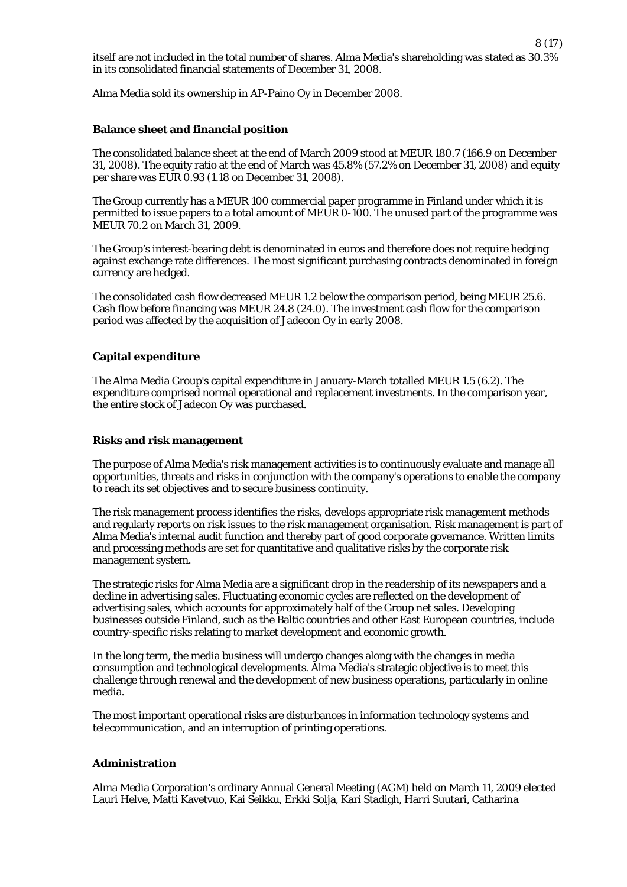itself are not included in the total number of shares. Alma Media's shareholding was stated as 30.3% in its consolidated financial statements of December 31, 2008.

Alma Media sold its ownership in AP-Paino Oy in December 2008.

**Balance sheet and financial position**

The consolidated balance sheet at the end of March 2009 stood at MEUR 180.7 (166.9 on December 31, 2008). The equity ratio at the end of March was 45.8% (57.2% on December 31, 2008) and equity per share was EUR 0.93 (1.18 on December 31, 2008).

The Group currently has a MEUR 100 commercial paper programme in Finland under which it is permitted to issue papers to a total amount of MEUR 0-100. The unused part of the programme was MEUR 70.2 on March 31, 2009.

The Group's interest-bearing debt is denominated in euros and therefore does not require hedging against exchange rate differences. The most significant purchasing contracts denominated in foreign currency are hedged.

The consolidated cash flow decreased MEUR 1.2 below the comparison period, being MEUR 25.6. Cash flow before financing was MEUR 24.8 (24.0). The investment cash flow for the comparison period was affected by the acquisition of Jadecon Oy in early 2008.

**Capital expenditure**

The Alma Media Group's capital expenditure in January-March totalled MEUR 1.5 (6.2). The expenditure comprised normal operational and replacement investments. In the comparison year, the entire stock of Jadecon Oy was purchased.

**Risks and risk management**

The purpose of Alma Media's risk management activities is to continuously evaluate and manage all opportunities, threats and risks in conjunction with the company's operations to enable the company to reach its set objectives and to secure business continuity.

The risk management process identifies the risks, develops appropriate risk management methods and regularly reports on risk issues to the risk management organisation. Risk management is part of Alma Media's internal audit function and thereby part of good corporate governance. Written limits and processing methods are set for quantitative and qualitative risks by the corporate risk management system.

The strategic risks for Alma Media are a significant drop in the readership of its newspapers and a decline in advertising sales. Fluctuating economic cycles are reflected on the development of advertising sales, which accounts for approximately half of the Group net sales. Developing businesses outside Finland, such as the Baltic countries and other East European countries, include country-specific risks relating to market development and economic growth.

In the long term, the media business will undergo changes along with the changes in media consumption and technological developments. Alma Media's strategic objective is to meet this challenge through renewal and the development of new business operations, particularly in online media.

The most important operational risks are disturbances in information technology systems and telecommunication, and an interruption of printing operations.

**Administration**

Alma Media Corporation's ordinary Annual General Meeting (AGM) held on March 11, 2009 elected Lauri Helve, Matti Kavetvuo, Kai Seikku, Erkki Solja, Kari Stadigh, Harri Suutari, Catharina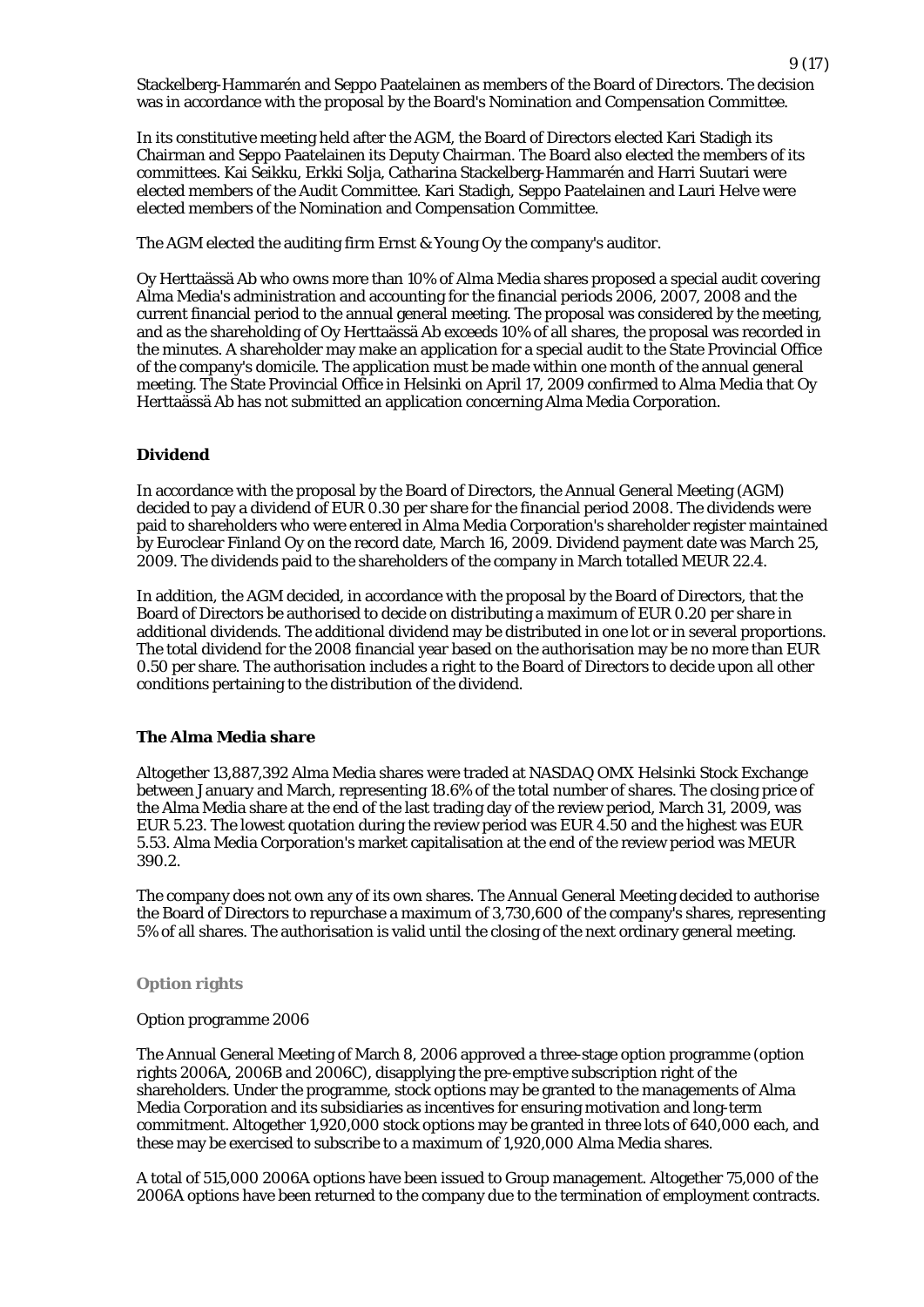Stackelberg-Hammarén and Seppo Paatelainen as members of the Board of Directors. The decision was in accordance with the proposal by the Board's Nomination and Compensation Committee.

In its constitutive meeting held after the AGM, the Board of Directors elected Kari Stadigh its Chairman and Seppo Paatelainen its Deputy Chairman. The Board also elected the members of its committees. Kai Seikku, Erkki Solja, Catharina Stackelberg-Hammarén and Harri Suutari were elected members of the Audit Committee. Kari Stadigh, Seppo Paatelainen and Lauri Helve were elected members of the Nomination and Compensation Committee.

The AGM elected the auditing firm Ernst & Young Oy the company's auditor.

Oy Herttaässä Ab who owns more than 10% of Alma Media shares proposed a special audit covering Alma Media's administration and accounting for the financial periods 2006, 2007, 2008 and the current financial period to the annual general meeting. The proposal was considered by the meeting, and as the shareholding of Oy Herttaässä Ab exceeds 10% of all shares, the proposal was recorded in the minutes. A shareholder may make an application for a special audit to the State Provincial Office of the company's domicile. The application must be made within one month of the annual general meeting. The State Provincial Office in Helsinki on April 17, 2009 confirmed to Alma Media that Oy Herttaässä Ab has not submitted an application concerning Alma Media Corporation.

## Dividend

In accordance with the proposal by the Board of Directors, the Annual General Meeting (AGM) decided to pay a dividend of EUR 0.30 per share for the financial period 2008. The dividends were paid to shareholders who were entered in Alma Media Corporation's shareholder register maintained by Euroclear Finland Oy on the record date, March 16, 2009. Dividend payment date was March 25, 2009. The dividends paid to the shareholders of the company in March totalled MEUR 22.4.

In addition, the AGM decided, in accordance with the proposal by the Board of Directors, that the Board of Directors be authorised to decide on distributing a maximum of EUR 0.20 per share in additional dividends. The additional dividend may be distributed in one lot or in several proportions. The total dividend for the 2008 financial year based on the authorisation may be no more than EUR 0.50 per share. The authorisation includes a right to the Board of Directors to decide upon all other conditions pertaining to the distribution of the dividend.

## The Alma Media share

Altogether 13,887,392 Alma Media shares were traded at NASDAQ OMX Helsinki Stock Exchange between January and March, representing 18.6% of the total number of shares. The closing price of the Alma Media share at the end of the last trading day of the review period, March 31, 2009, was EUR 5.23. The lowest quotation during the review period was EUR 4.50 and the highest was EUR 5.53. Alma Media Corporation's market capitalisation at the end of the review period was MEUR 390.2.

The company does not own any of its own shares. The Annual General Meeting decided to authorise the Board of Directors to repurchase a maximum of 3,730,600 of the company's shares, representing 5% of all shares. The authorisation is valid until the closing of the next ordinary general meeting.

### Option rights

Option programme 2006

The Annual General Meeting of March 8, 2006 approved a three-stage option programme (option rights 2006A, 2006B and 2006C), disapplying the pre-emptive subscription right of the shareholders. Under the programme, stock options may be granted to the managements of Alma Media Corporation and its subsidiaries as incentives for ensuring motivation and long-term commitment. Altogether 1,920,000 stock options may be granted in three lots of 640,000 each, and these may be exercised to subscribe to a maximum of 1,920,000 Alma Media shares.

A total of 515,000 2006A options have been issued to Group management. Altogether 75,000 of the 2006A options have been returned to the company due to the termination of employment contracts.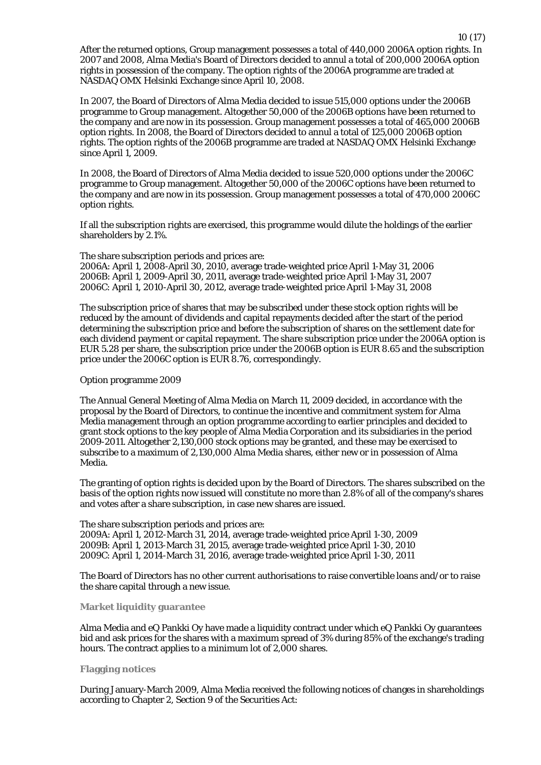After the returned options, Group management possesses a total of 440,000 2006A option rights. In 2007 and 2008, Alma Media's Board of Directors decided to annul a total of 200,000 2006A option rights in possession of the company. The option rights of the 2006A programme are traded at NASDAQ OMX Helsinki Exchange since April 10, 2008.

In 2007, the Board of Directors of Alma Media decided to issue 515,000 options under the 2006B programme to Group management. Altogether 50,000 of the 2006B options have been returned to the company and are now in its possession. Group management possesses a total of 465,000 2006B option rights. In 2008, the Board of Directors decided to annul a total of 125,000 2006B option rights. The option rights of the 2006B programme are traded at NASDAQ OMX Helsinki Exchange since April 1, 2009.

In 2008, the Board of Directors of Alma Media decided to issue 520,000 options under the 2006C programme to Group management. Altogether 50,000 of the 2006C options have been returned to the company and are now in its possession. Group management possesses a total of 470,000 2006C option rights.

If all the subscription rights are exercised, this programme would dilute the holdings of the earlier shareholders by 2.1%.

The share subscription periods and prices are:
2006A: April 1, 2008-April 30, 2010, average trade-weighted price April 1-May 31, 2006
2006B: April 1, 2009-April 30, 2011, average trade-weighted price April 1-May 31, 2007
2006C: April 1, 2010-April 30, 2012, average trade-weighted price April 1-May 31, 2008

The subscription price of shares that may be subscribed under these stock option rights will be reduced by the amount of dividends and capital repayments decided after the start of the period determining the subscription price and before the subscription of shares on the settlement date for each dividend payment or capital repayment. The share subscription price under the 2006A option is EUR 5.28 per share, the subscription price under the 2006B option is EUR 8.65 and the subscription price under the 2006C option is EUR 8.76, correspondingly.

Option programme 2009

The Annual General Meeting of Alma Media on March 11, 2009 decided, in accordance with the proposal by the Board of Directors, to continue the incentive and commitment system for Alma Media management through an option programme according to earlier principles and decided to grant stock options to the key people of Alma Media Corporation and its subsidiaries in the period 2009-2011. Altogether 2,130,000 stock options may be granted, and these may be exercised to subscribe to a maximum of 2,130,000 Alma Media shares, either new or in possession of Alma Media.

The granting of option rights is decided upon by the Board of Directors. The shares subscribed on the basis of the option rights now issued will constitute no more than 2.8% of all of the company's shares and votes after a share subscription, in case new shares are issued.

The share subscription periods and prices are:
2009A: April 1, 2012-March 31, 2014, average trade-weighted price April 1-30, 2009
2009B: April 1, 2013-March 31, 2015, average trade-weighted price April 1-30, 2010
2009C: April 1, 2014-March 31, 2016, average trade-weighted price April 1-30, 2011

The Board of Directors has no other current authorisations to raise convertible loans and/or to raise the share capital through a new issue.

**Market liquidity guarantee**

Alma Media and eQ Pankki Oy have made a liquidity contract under which eQ Pankki Oy guarantees bid and ask prices for the shares with a maximum spread of 3% during 85% of the exchange's trading hours. The contract applies to a minimum lot of 2,000 shares.

**Flagging notices**

During January-March 2009, Alma Media received the following notices of changes in shareholdings according to Chapter 2, Section 9 of the Securities Act: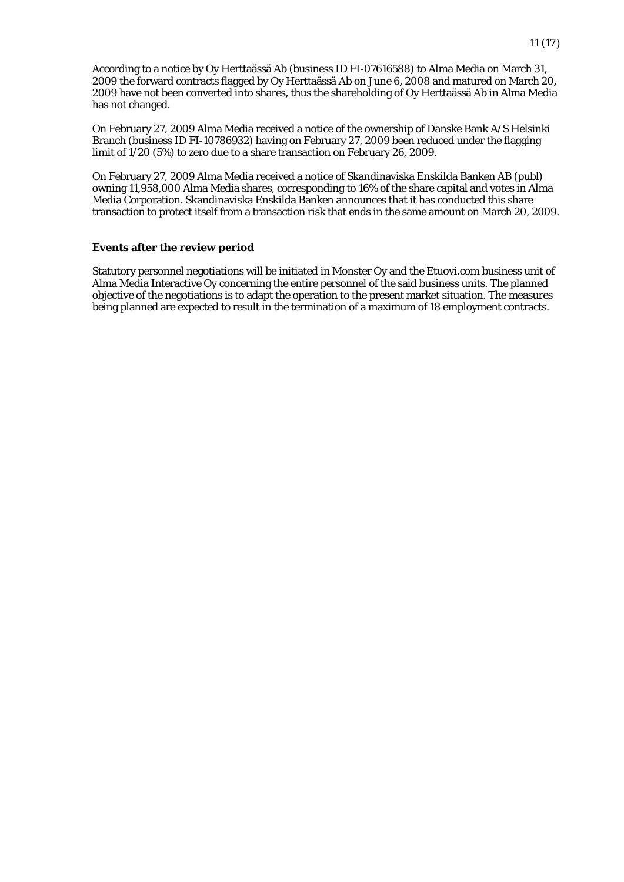According to a notice by Oy Herttaässä Ab (business ID FI-07616588) to Alma Media on March 31, 2009 the forward contracts flagged by Oy Herttaässä Ab on June 6, 2008 and matured on March 20, 2009 have not been converted into shares, thus the shareholding of Oy Herttaässä Ab in Alma Media has not changed.

On February 27, 2009 Alma Media received a notice of the ownership of Danske Bank A/S Helsinki Branch (business ID FI-10786932) having on February 27, 2009 been reduced under the flagging limit of 1/20 (5%) to zero due to a share transaction on February 26, 2009.

On February 27, 2009 Alma Media received a notice of Skandinaviska Enskilda Banken AB (publ) owning 11,958,000 Alma Media shares, corresponding to 16% of the share capital and votes in Alma Media Corporation. Skandinaviska Enskilda Banken announces that it has conducted this share transaction to protect itself from a transaction risk that ends in the same amount on March 20, 2009.

**Events after the review period**

Statutory personnel negotiations will be initiated in Monster Oy and the Etuovi.com business unit of Alma Media Interactive Oy concerning the entire personnel of the said business units. The planned objective of the negotiations is to adapt the operation to the present market situation. The measures being planned are expected to result in the termination of a maximum of 18 employment contracts.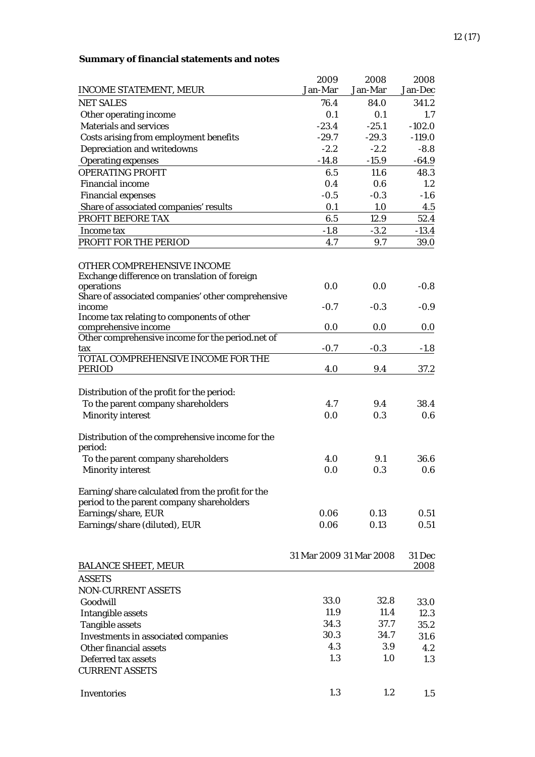**Summary of financial statements and notes**

| INCOME STATEMENT, MEUR | 2009 Jan-Mar | 2008 Jan-Mar | 2008 Jan-Dec |
|---|---|---|---|
| NET SALES | 76.4 | 84.0 | 341.2 |
| Other operating income | 0.1 | 0.1 | 1.7 |
| Materials and services | -23.4 | -25.1 | -102.0 |
| Costs arising from employment benefits | -29.7 | -29.3 | -119.0 |
| Depreciation and writedowns | -2.2 | -2.2 | -8.8 |
| Operating expenses | -14.8 | -15.9 | -64.9 |
| OPERATING PROFIT | 6.5 | 11.6 | 48.3 |
| Financial income | 0.4 | 0.6 | 1.2 |
| Financial expenses | -0.5 | -0.3 | -1.6 |
| Share of associated companies' results | 0.1 | 1.0 | 4.5 |
| PROFIT BEFORE TAX | 6.5 | 12.9 | 52.4 |
| Income tax | -1.8 | -3.2 | -13.4 |
| PROFIT FOR THE PERIOD | 4.7 | 9.7 | 39.0 |
| | | | |
| OTHER COMPREHENSIVE INCOME | | | |
| Exchange difference on translation of foreign operations | 0.0 | 0.0 | -0.8 |
| Share of associated companies' other comprehensive income | -0.7 | -0.3 | -0.9 |
| Income tax relating to components of other comprehensive income | 0.0 | 0.0 | 0.0 |
| Other comprehensive income for the period.net of tax | -0.7 | -0.3 | -1.8 |
| TOTAL COMPREHENSIVE INCOME FOR THE PERIOD | 4.0 | 9.4 | 37.2 |
| | | | |
| Distribution of the profit for the period: | | | |
| To the parent company shareholders | 4.7 | 9.4 | 38.4 |
| Minority interest | 0.0 | 0.3 | 0.6 |
| | | | |
| Distribution of the comprehensive income for the period: | | | |
| To the parent company shareholders | 4.0 | 9.1 | 36.6 |
| Minority interest | 0.0 | 0.3 | 0.6 |
| | | | |
| Earning/share calculated from the profit for the period to the parent company shareholders | | | |
| Earnings/share, EUR | 0.06 | 0.13 | 0.51 |
| Earnings/share (diluted), EUR | 0.06 | 0.13 | 0.51 |

| BALANCE SHEET, MEUR | 31 Mar 2009 | 31 Mar 2008 | 31 Dec 2008 |
|---|---|---|---|
| ASSETS | | | |
| NON-CURRENT ASSETS | | | |
| Goodwill | 33.0 | 32.8 | 33.0 |
| Intangible assets | 11.9 | 11.4 | 12.3 |
| Tangible assets | 34.3 | 37.7 | 35.2 |
| Investments in associated companies | 30.3 | 34.7 | 31.6 |
| Other financial assets | 4.3 | 3.9 | 4.2 |
| Deferred tax assets | 1.3 | 1.0 | 1.3 |
| CURRENT ASSETS | | | |
| Inventories | 1.3 | 1.2 | 1.5 |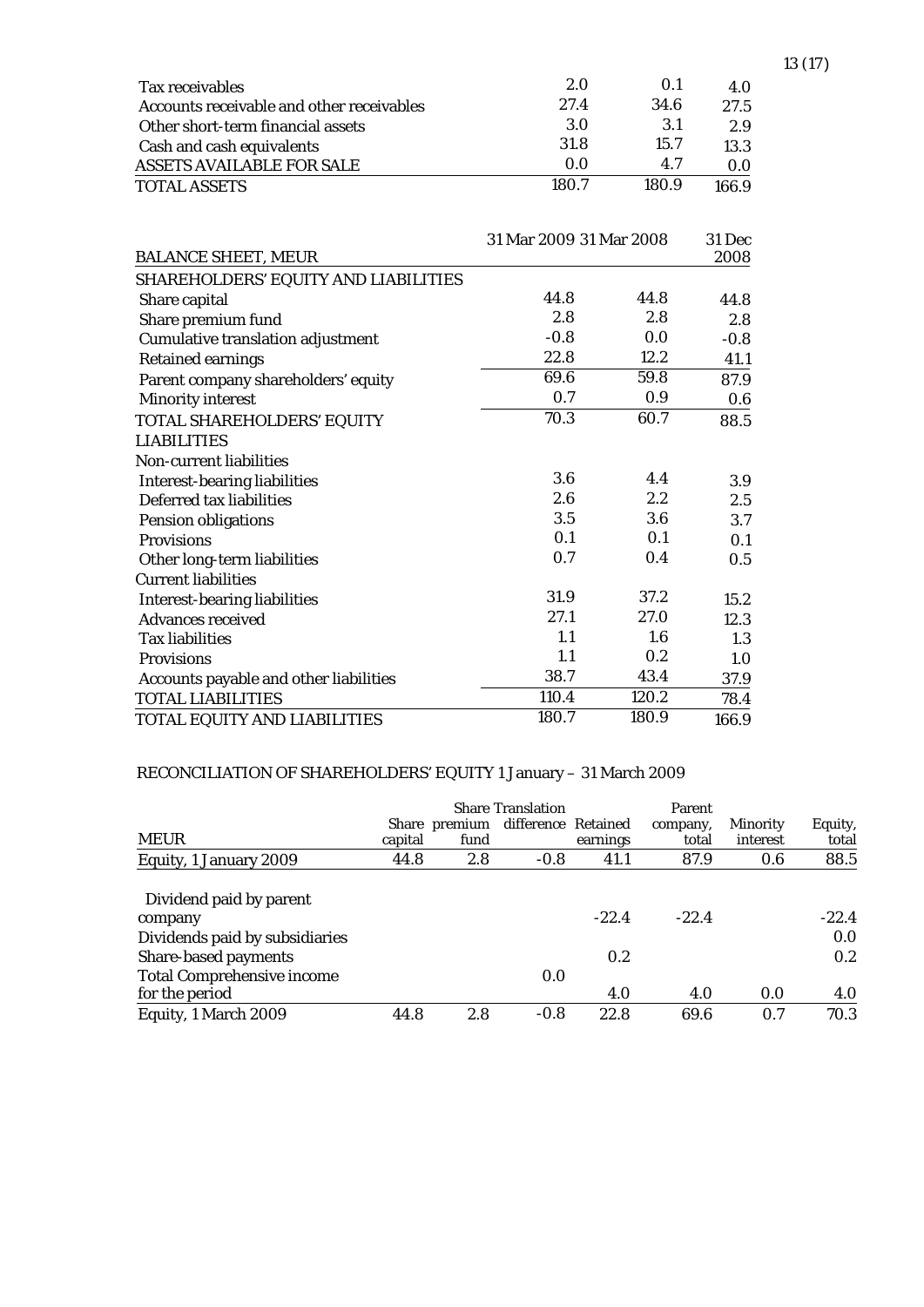| | | | |
|---|---|---|---|
| Tax receivables | 2.0 | 0.1 | 4.0 |
| Accounts receivable and other receivables | 27.4 | 34.6 | 27.5 |
| Other short-term financial assets | 3.0 | 3.1 | 2.9 |
| Cash and cash equivalents | 31.8 | 15.7 | 13.3 |
| ASSETS AVAILABLE FOR SALE | 0.0 | 4.7 | 0.0 |
| TOTAL ASSETS | 180.7 | 180.9 | 166.9 |

| BALANCE SHEET, MEUR | 31 Mar 2009 | 31 Mar 2008 | 31 Dec 2008 |
|---|---|---|---|
| SHAREHOLDERS' EQUITY AND LIABILITIES | | | |
| Share capital | 44.8 | 44.8 | 44.8 |
| Share premium fund | 2.8 | 2.8 | 2.8 |
| Cumulative translation adjustment | -0.8 | 0.0 | -0.8 |
| Retained earnings | 22.8 | 12.2 | 41.1 |
| Parent company shareholders' equity | 69.6 | 59.8 | 87.9 |
| Minority interest | 0.7 | 0.9 | 0.6 |
| TOTAL SHAREHOLDERS' EQUITY | 70.3 | 60.7 | 88.5 |
| LIABILITIES | | | |
| Non-current liabilities | | | |
| Interest-bearing liabilities | 3.6 | 4.4 | 3.9 |
| Deferred tax liabilities | 2.6 | 2.2 | 2.5 |
| Pension obligations | 3.5 | 3.6 | 3.7 |
| Provisions | 0.1 | 0.1 | 0.1 |
| Other long-term liabilities | 0.7 | 0.4 | 0.5 |
| Current liabilities | | | |
| Interest-bearing liabilities | 31.9 | 37.2 | 15.2 |
| Advances received | 27.1 | 27.0 | 12.3 |
| Tax liabilities | 1.1 | 1.6 | 1.3 |
| Provisions | 1.1 | 0.2 | 1.0 |
| Accounts payable and other liabilities | 38.7 | 43.4 | 37.9 |
| TOTAL LIABILITIES | 110.4 | 120.2 | 78.4 |
| TOTAL EQUITY AND LIABILITIES | 180.7 | 180.9 | 166.9 |

RECONCILIATION OF SHAREHOLDERS' EQUITY 1 January – 31 March 2009

| MEUR | Share capital | Share premium fund | Translation difference | Retained earnings | Parent company, total | Minority interest | Equity, total |
|---|---|---|---|---|---|---|---|
| Equity, 1 January 2009 | 44.8 | 2.8 | -0.8 | 41.1 | 87.9 | 0.6 | 88.5 |
| Dividend paid by parent company | | | | -22.4 | -22.4 | | -22.4 |
| Dividends paid by subsidiaries | | | | | | | 0.0 |
| Share-based payments | | | | 0.2 | | | 0.2 |
| Total Comprehensive income for the period | | | 0.0 | 4.0 | 4.0 | 0.0 | 4.0 |
| Equity, 1 March 2009 | 44.8 | 2.8 | -0.8 | 22.8 | 69.6 | 0.7 | 70.3 |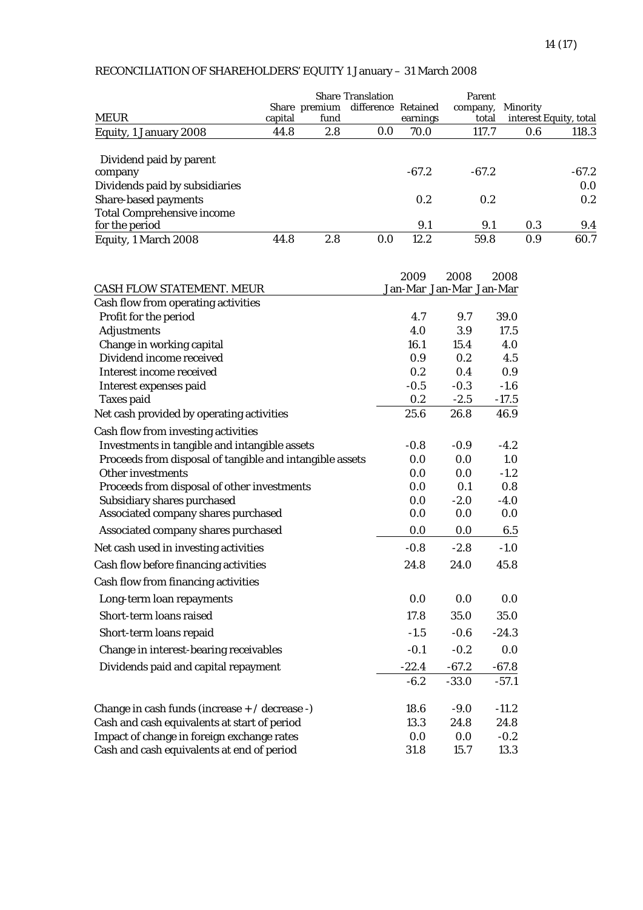## RECONCILIATION OF SHAREHOLDERS' EQUITY 1 January – 31 March 2008

| MEUR | Share capital | Share premium fund | Translation difference | Retained earnings | Parent company, total | Minority interest | Equity, total |
|---|---|---|---|---|---|---|---|
| Equity, 1 January 2008 | 44.8 | 2.8 | 0.0 | 70.0 | 117.7 | 0.6 | 118.3 |
| Dividend paid by parent company | | | | -67.2 | -67.2 | | -67.2 |
| Dividends paid by subsidiaries | | | | | | | 0.0 |
| Share-based payments | | | | 0.2 | 0.2 | | 0.2 |
| Total Comprehensive income for the period | | | | 9.1 | 9.1 | 0.3 | 9.4 |
| Equity, 1 March 2008 | 44.8 | 2.8 | 0.0 | 12.2 | 59.8 | 0.9 | 60.7 |

| CASH FLOW STATEMENT. MEUR | 2009 Jan-Mar | 2008 Jan-Mar | 2008 Jan-Mar |
|---|---|---|---|
| **Cash flow from operating activities** | | | |
| Profit for the period | 4.7 | 9.7 | 39.0 |
| Adjustments | 4.0 | 3.9 | 17.5 |
| Change in working capital | 16.1 | 15.4 | 4.0 |
| Dividend income received | 0.9 | 0.2 | 4.5 |
| Interest income received | 0.2 | 0.4 | 0.9 |
| Interest expenses paid | -0.5 | -0.3 | -1.6 |
| Taxes paid | 0.2 | -2.5 | -17.5 |
| Net cash provided by operating activities | 25.6 | 26.8 | 46.9 |
| **Cash flow from investing activities** | | | |
| Investments in tangible and intangible assets | -0.8 | -0.9 | -4.2 |
| Proceeds from disposal of tangible and intangible assets | 0.0 | 0.0 | 1.0 |
| Other investments | 0.0 | 0.0 | -1.2 |
| Proceeds from disposal of other investments | 0.0 | 0.1 | 0.8 |
| Subsidiary shares purchased | 0.0 | -2.0 | -4.0 |
| Associated company shares purchased | 0.0 | 0.0 | 0.0 |
| Associated company shares purchased | 0.0 | 0.0 | 6.5 |
| Net cash used in investing activities | -0.8 | -2.8 | -1.0 |
| Cash flow before financing activities | 24.8 | 24.0 | 45.8 |
| **Cash flow from financing activities** | | | |
| Long-term loan repayments | 0.0 | 0.0 | 0.0 |
| Short-term loans raised | 17.8 | 35.0 | 35.0 |
| Short-term loans repaid | -1.5 | -0.6 | -24.3 |
| Change in interest-bearing receivables | -0.1 | -0.2 | 0.0 |
| Dividends paid and capital repayment | -22.4 | -67.2 | -67.8 |
| | -6.2 | -33.0 | -57.1 |
| Change in cash funds (increase + / decrease -) | 18.6 | -9.0 | -11.2 |
| Cash and cash equivalents at start of period | 13.3 | 24.8 | 24.8 |
| Impact of change in foreign exchange rates | 0.0 | 0.0 | -0.2 |
| Cash and cash equivalents at end of period | 31.8 | 15.7 | 13.3 |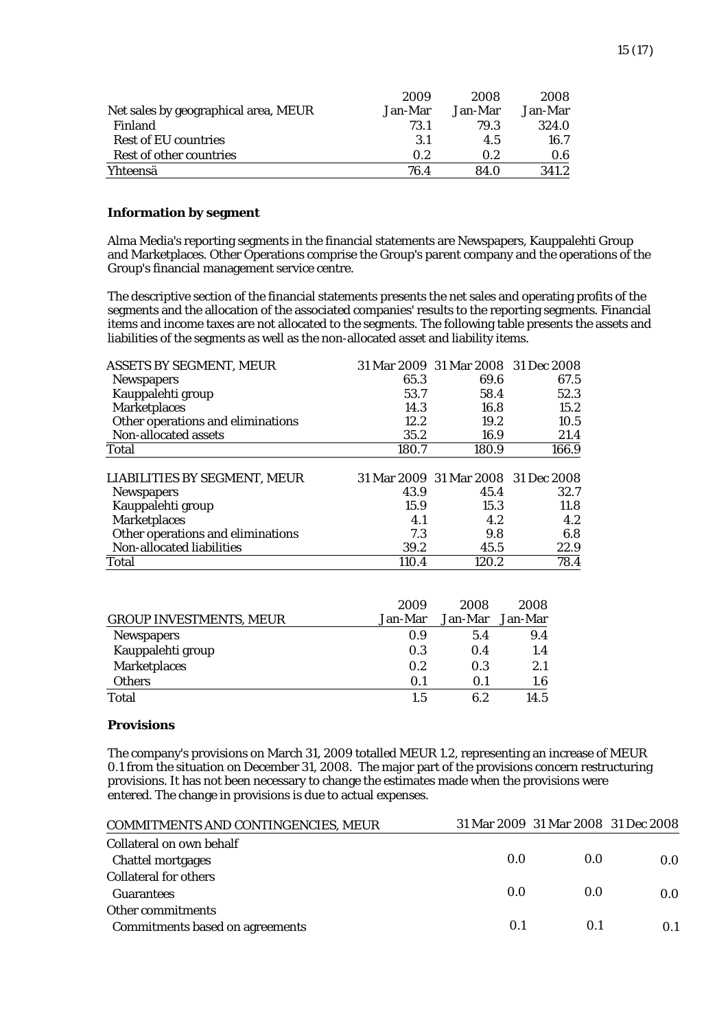| Net sales by geographical area, MEUR | 2009 Jan-Mar | 2008 Jan-Mar | 2008 Jan-Mar |
|---|---|---|---|
| Finland | 73.1 | 79.3 | 324.0 |
| Rest of EU countries | 3.1 | 4.5 | 16.7 |
| Rest of other countries | 0.2 | 0.2 | 0.6 |
| Yhteensä | 76.4 | 84.0 | 341.2 |

**Information by segment**

Alma Media's reporting segments in the financial statements are Newspapers, Kauppalehti Group and Marketplaces. Other Operations comprise the Group's parent company and the operations of the Group's financial management service centre.

The descriptive section of the financial statements presents the net sales and operating profits of the segments and the allocation of the associated companies' results to the reporting segments. Financial items and income taxes are not allocated to the segments. The following table presents the assets and liabilities of the segments as well as the non-allocated asset and liability items.

| ASSETS BY SEGMENT, MEUR | 31 Mar 2009 | 31 Mar 2008 | 31 Dec 2008 |
|---|---|---|---|
| Newspapers | 65.3 | 69.6 | 67.5 |
| Kauppalehti group | 53.7 | 58.4 | 52.3 |
| Marketplaces | 14.3 | 16.8 | 15.2 |
| Other operations and eliminations | 12.2 | 19.2 | 10.5 |
| Non-allocated assets | 35.2 | 16.9 | 21.4 |
| Total | 180.7 | 180.9 | 166.9 |

| LIABILITIES BY SEGMENT, MEUR | 31 Mar 2009 | 31 Mar 2008 | 31 Dec 2008 |
|---|---|---|---|
| Newspapers | 43.9 | 45.4 | 32.7 |
| Kauppalehti group | 15.9 | 15.3 | 11.8 |
| Marketplaces | 4.1 | 4.2 | 4.2 |
| Other operations and eliminations | 7.3 | 9.8 | 6.8 |
| Non-allocated liabilities | 39.2 | 45.5 | 22.9 |
| Total | 110.4 | 120.2 | 78.4 |

| GROUP INVESTMENTS, MEUR | 2009 Jan-Mar | 2008 Jan-Mar | 2008 Jan-Mar |
|---|---|---|---|
| Newspapers | 0.9 | 5.4 | 9.4 |
| Kauppalehti group | 0.3 | 0.4 | 1.4 |
| Marketplaces | 0.2 | 0.3 | 2.1 |
| Others | 0.1 | 0.1 | 1.6 |
| Total | 1.5 | 6.2 | 14.5 |

**Provisions**

The company's provisions on March 31, 2009 totalled MEUR 1.2, representing an increase of MEUR 0.1 from the situation on December 31, 2008. The major part of the provisions concern restructuring provisions. It has not been necessary to change the estimates made when the provisions were entered. The change in provisions is due to actual expenses.

| COMMITMENTS AND CONTINGENCIES, MEUR | 31 Mar 2009 | 31 Mar 2008 | 31 Dec 2008 |
|---|---|---|---|
| Collateral on own behalf | | | |
| Chattel mortgages | 0.0 | 0.0 | 0.0 |
| Collateral for others | | | |
| Guarantees | 0.0 | 0.0 | 0.0 |
| Other commitments | | | |
| Commitments based on agreements | 0.1 | 0.1 | 0.1 |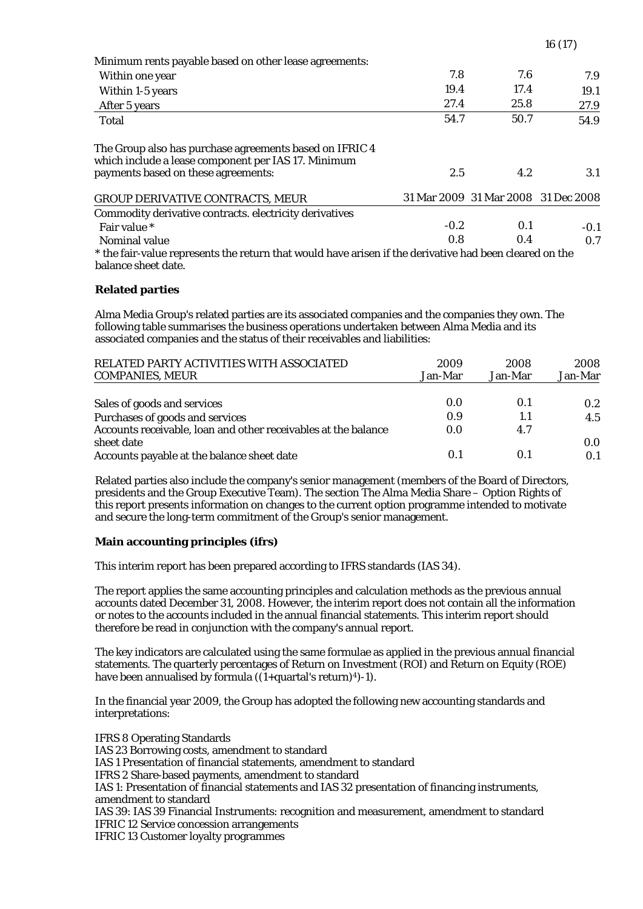| Minimum rents payable based on other lease agreements: | | | |
|---|---|---|---|
| Within one year | 7.8 | 7.6 | 7.9 |
| Within 1-5 years | 19.4 | 17.4 | 19.1 |
| After 5 years | 27.4 | 25.8 | 27.9 |
| Total | 54.7 | 50.7 | 54.9 |
| | | | |
| The Group also has purchase agreements based on IFRIC 4 which include a lease component per IAS 17. Minimum payments based on these agreements: | 2.5 | 4.2 | 3.1 |

| GROUP DERIVATIVE CONTRACTS, MEUR | 31 Mar 2009 | 31 Mar 2008 | 31 Dec 2008 |
|---|---|---|---|
| Commodity derivative contracts. electricity derivatives | | | |
| Fair value * | -0.2 | 0.1 | -0.1 |
| Nominal value | 0.8 | 0.4 | 0.7 |

* the fair-value represents the return that would have arisen if the derivative had been cleared on the balance sheet date.

**Related parties**

Alma Media Group's related parties are its associated companies and the companies they own. The following table summarises the business operations undertaken between Alma Media and its associated companies and the status of their receivables and liabilities:

| RELATED PARTY ACTIVITIES WITH ASSOCIATED COMPANIES, MEUR | 2009 Jan-Mar | 2008 Jan-Mar | 2008 Jan-Mar |
|---|---|---|---|
| Sales of goods and services | 0.0 | 0.1 | 0.2 |
| Purchases of goods and services | 0.9 | 1.1 | 4.5 |
| Accounts receivable, loan and other receivables at the balance sheet date | 0.0 | 4.7 | 0.0 |
| Accounts payable at the balance sheet date | 0.1 | 0.1 | 0.1 |

Related parties also include the company's senior management (members of the Board of Directors, presidents and the Group Executive Team). The section The Alma Media Share – Option Rights of this report presents information on changes to the current option programme intended to motivate and secure the long-term commitment of the Group's senior management.

**Main accounting principles (ifrs)**

This interim report has been prepared according to IFRS standards (IAS 34).

The report applies the same accounting principles and calculation methods as the previous annual accounts dated December 31, 2008. However, the interim report does not contain all the information or notes to the accounts included in the annual financial statements. This interim report should therefore be read in conjunction with the company's annual report.

The key indicators are calculated using the same formulae as applied in the previous annual financial statements. The quarterly percentages of Return on Investment (ROI) and Return on Equity (ROE) have been annualised by formula $((1+\text{quartal's return})^4)-1)$.

In the financial year 2009, the Group has adopted the following new accounting standards and interpretations:

IFRS 8 Operating Standards
IAS 23 Borrowing costs, amendment to standard
IAS 1 Presentation of financial statements, amendment to standard
IFRS 2 Share-based payments, amendment to standard
IAS 1: Presentation of financial statements and IAS 32 presentation of financing instruments, amendment to standard
IAS 39: IAS 39 Financial Instruments: recognition and measurement, amendment to standard
IFRIC 12 Service concession arrangements
IFRIC 13 Customer loyalty programmes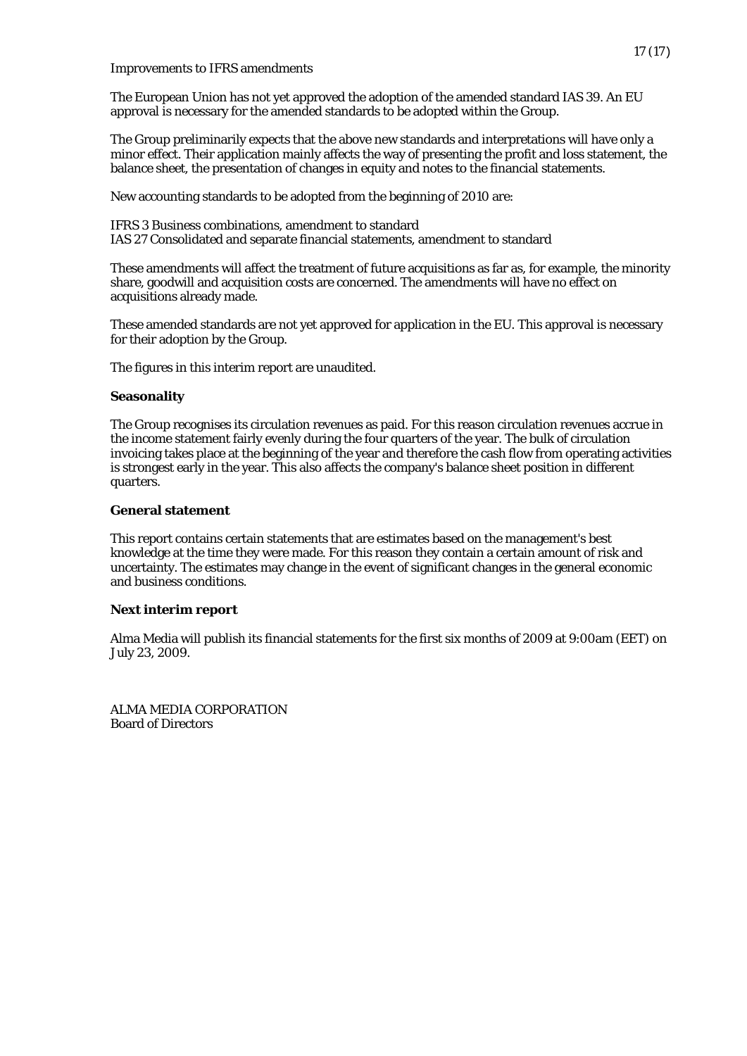Improvements to IFRS amendments

The European Union has not yet approved the adoption of the amended standard IAS 39. An EU approval is necessary for the amended standards to be adopted within the Group.

The Group preliminarily expects that the above new standards and interpretations will have only a minor effect. Their application mainly affects the way of presenting the profit and loss statement, the balance sheet, the presentation of changes in equity and notes to the financial statements.

New accounting standards to be adopted from the beginning of 2010 are:

IFRS 3 Business combinations, amendment to standard
IAS 27 Consolidated and separate financial statements, amendment to standard

These amendments will affect the treatment of future acquisitions as far as, for example, the minority share, goodwill and acquisition costs are concerned. The amendments will have no effect on acquisitions already made.

These amended standards are not yet approved for application in the EU. This approval is necessary for their adoption by the Group.

The figures in this interim report are unaudited.

**Seasonality**

The Group recognises its circulation revenues as paid. For this reason circulation revenues accrue in the income statement fairly evenly during the four quarters of the year. The bulk of circulation invoicing takes place at the beginning of the year and therefore the cash flow from operating activities is strongest early in the year. This also affects the company's balance sheet position in different quarters.

**General statement**

This report contains certain statements that are estimates based on the management's best knowledge at the time they were made. For this reason they contain a certain amount of risk and uncertainty. The estimates may change in the event of significant changes in the general economic and business conditions.

**Next interim report**

Alma Media will publish its financial statements for the first six months of 2009 at 9:00am (EET) on July 23, 2009.

ALMA MEDIA CORPORATION
Board of Directors